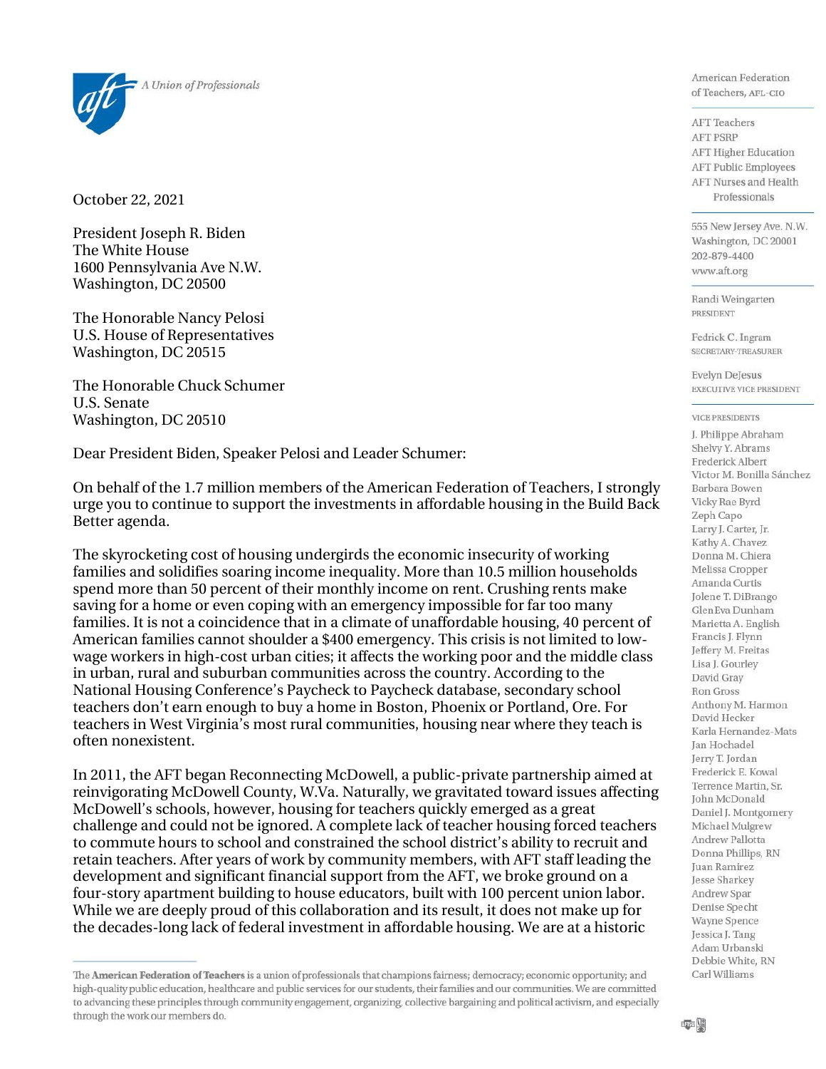*A Union of Professionals*

American Federation of Teachers, AFL-CIO

AFT Teachers
AFT PSRP
AFT Higher Education
AFT Public Employees
AFT Nurses and Health Professionals

555 New Jersey Ave. N.W.
Washington, DC 20001
202-879-4400
www.aft.org

Randi Weingarten
PRESIDENT

Fedrick C. Ingram
SECRETARY-TREASURER

Evelyn DeJesus
EXECUTIVE VICE PRESIDENT

VICE PRESIDENTS

J. Philippe Abraham
Shelvy Y. Abrams
Frederick Albert
Victor M. Bonilla Sánchez
Barbara Bowen
Vicky Rae Byrd
Zeph Capo
Larry J. Carter, Jr.
Kathy A. Chavez
Donna M. Chiera
Melissa Cropper
Amanda Curtis
Jolene T. DiBrango
GlenEva Dunham
Marietta A. English
Francis J. Flynn
Jeffery M. Freitas
Lisa J. Gourley
David Gray
Ron Gross
Anthony M. Harmon
David Hecker
Karla Hernandez-Mats
Jan Hochadel
Jerry T. Jordan
Frederick E. Kowal
Terrence Martin, Sr.
John McDonald
Daniel J. Montgomery
Michael Mulgrew
Andrew Pallotta
Donna Phillips, RN
Juan Ramirez
Jesse Sharkey
Andrew Spar
Denise Specht
Wayne Spence
Jessica J. Tang
Adam Urbanski
Debbie White, RN
Carl Williams

October 22, 2021

President Joseph R. Biden
The White House
1600 Pennsylvania Ave N.W.
Washington, DC 20500

The Honorable Nancy Pelosi
U.S. House of Representatives
Washington, DC 20515

The Honorable Chuck Schumer
U.S. Senate
Washington, DC 20510

Dear President Biden, Speaker Pelosi and Leader Schumer:

On behalf of the 1.7 million members of the American Federation of Teachers, I strongly urge you to continue to support the investments in affordable housing in the Build Back Better agenda.

The skyrocketing cost of housing undergirds the economic insecurity of working families and solidifies soaring income inequality. More than 10.5 million households spend more than 50 percent of their monthly income on rent. Crushing rents make saving for a home or even coping with an emergency impossible for far too many families. It is not a coincidence that in a climate of unaffordable housing, 40 percent of American families cannot shoulder a $400 emergency. This crisis is not limited to low-wage workers in high-cost urban cities; it affects the working poor and the middle class in urban, rural and suburban communities across the country. According to the National Housing Conference's Paycheck to Paycheck database, secondary school teachers don't earn enough to buy a home in Boston, Phoenix or Portland, Ore. For teachers in West Virginia's most rural communities, housing near where they teach is often nonexistent.

In 2011, the AFT began Reconnecting McDowell, a public-private partnership aimed at reinvigorating McDowell County, W.Va. Naturally, we gravitated toward issues affecting McDowell's schools, however, housing for teachers quickly emerged as a great challenge and could not be ignored. A complete lack of teacher housing forced teachers to commute hours to school and constrained the school district's ability to recruit and retain teachers. After years of work by community members, with AFT staff leading the development and significant financial support from the AFT, we broke ground on a four-story apartment building to house educators, built with 100 percent union labor. While we are deeply proud of this collaboration and its result, it does not make up for the decades-long lack of federal investment in affordable housing. We are at a historic

The **American Federation of Teachers** is a union of professionals that champions fairness; democracy; economic opportunity; and high-quality public education, healthcare and public services for our students, their families and our communities. We are committed to advancing these principles through community engagement, organizing, collective bargaining and political activism, and especially through the work our members do.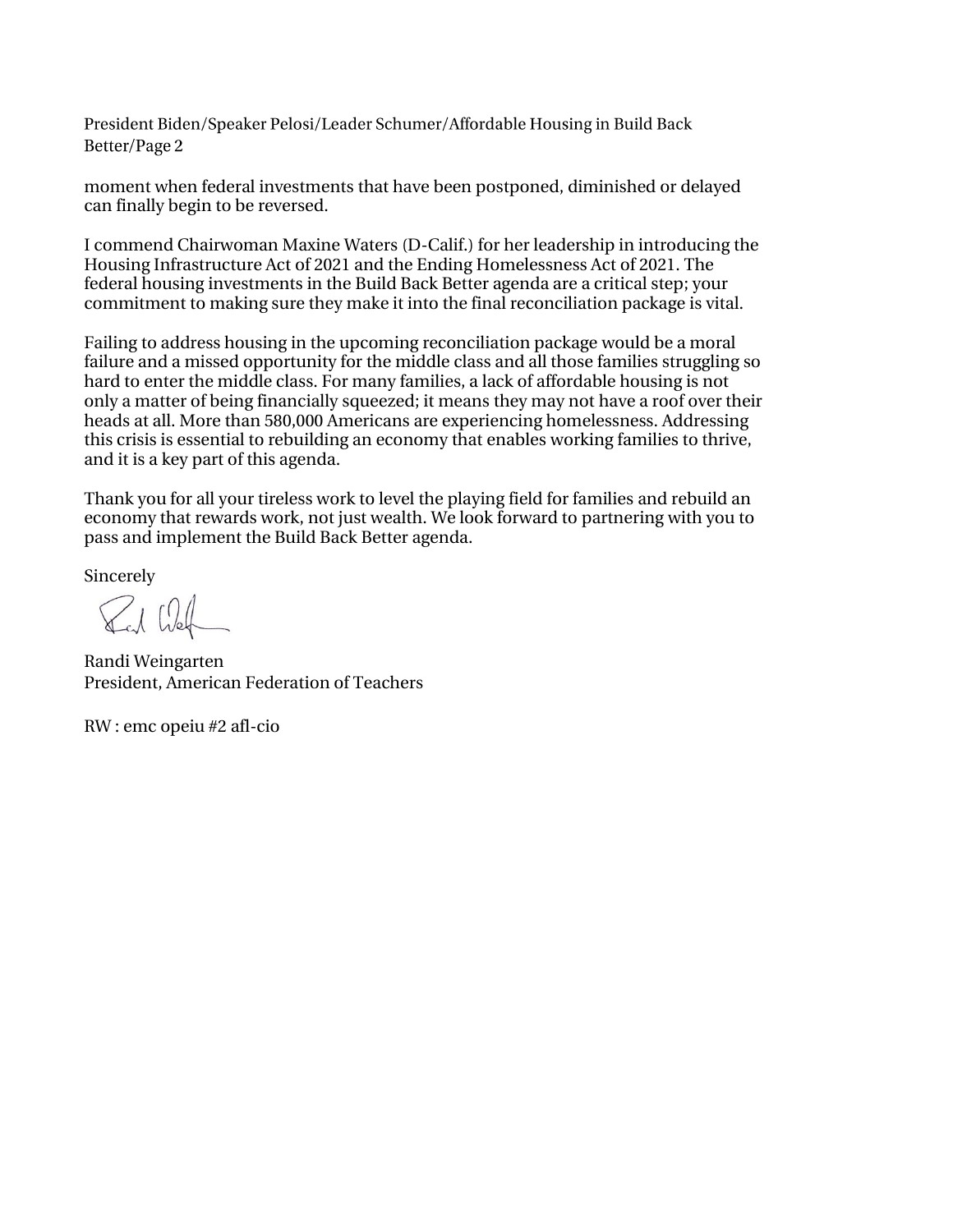moment when federal investments that have been postponed, diminished or delayed can finally begin to be reversed.

I commend Chairwoman Maxine Waters (D-Calif.) for her leadership in introducing the Housing Infrastructure Act of 2021 and the Ending Homelessness Act of 2021. The federal housing investments in the Build Back Better agenda are a critical step; your commitment to making sure they make it into the final reconciliation package is vital.

Failing to address housing in the upcoming reconciliation package would be a moral failure and a missed opportunity for the middle class and all those families struggling so hard to enter the middle class. For many families, a lack of affordable housing is not only a matter of being financially squeezed; it means they may not have a roof over their heads at all. More than 580,000 Americans are experiencing homelessness. Addressing this crisis is essential to rebuilding an economy that enables working families to thrive, and it is a key part of this agenda.

Thank you for all your tireless work to level the playing field for families and rebuild an economy that rewards work, not just wealth. We look forward to partnering with you to pass and implement the Build Back Better agenda.

Sincerely

Randi Weingarten
President, American Federation of Teachers

RW : emc opeiu #2 afl-cio